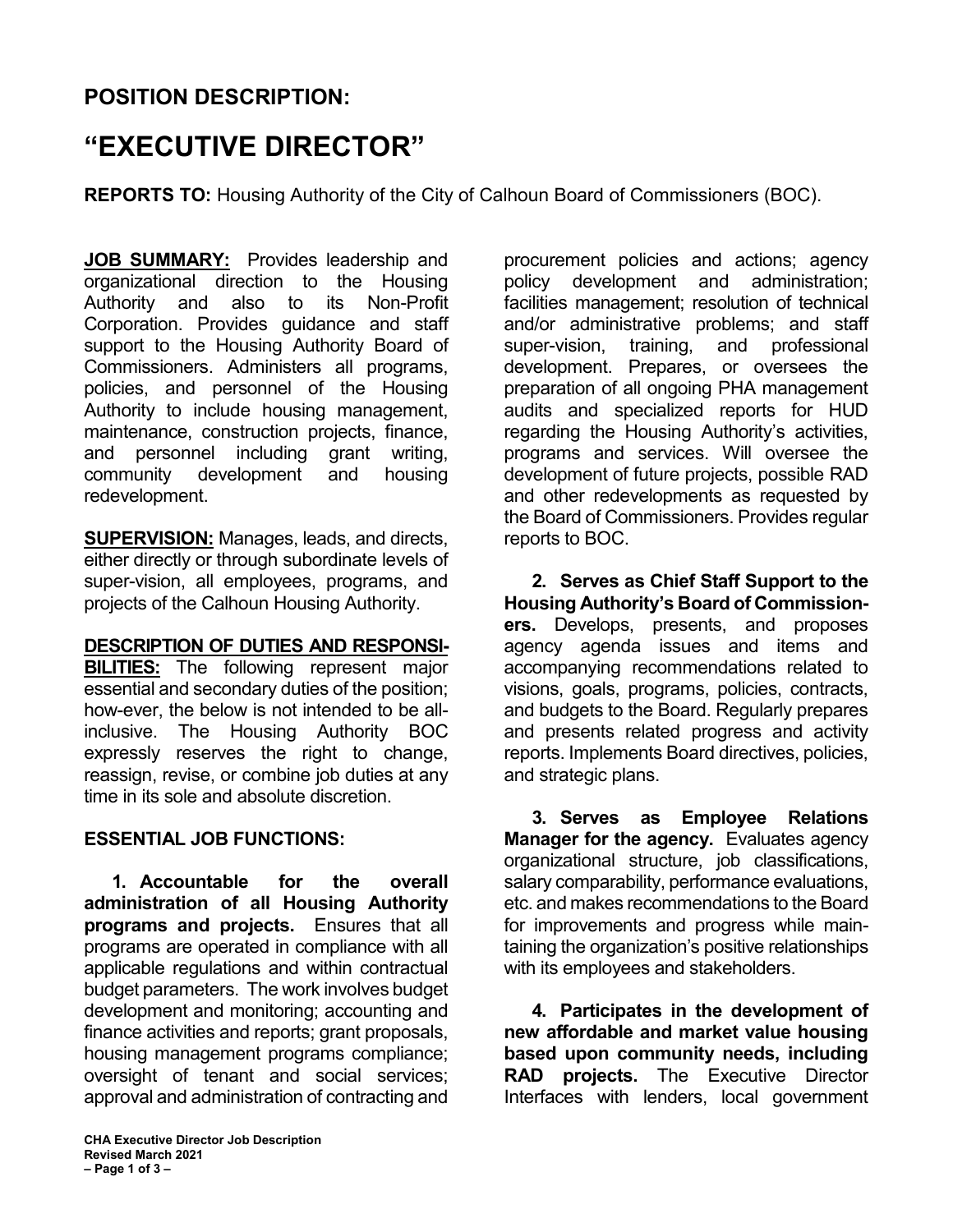## POSITION DESCRIPTION:

# "EXECUTIVE DIRECTOR"

**REPORTS TO:** Housing Authority of the City of Calhoun Board of Commissioners (BOC).

**JOB SUMMARY:** Provides leadership and organizational direction to the Housing Authority and also to its Non-Profit Corporation. Provides guidance and staff support to the Housing Authority Board of Commissioners. Administers all programs, policies, and personnel of the Housing Authority to include housing management, maintenance, construction projects, finance, and personnel including grant writing, community development and housing redevelopment.

**SUPERVISION:** Manages, leads, and directs, either directly or through subordinate levels of super-vision, all employees, programs, and projects of the Calhoun Housing Authority.

**DESCRIPTION OF DUTIES AND RESPONSIBILITIES:** The following represent major essential and secondary duties of the position; how-ever, the below is not intended to be all-inclusive. The Housing Authority BOC expressly reserves the right to change, reassign, revise, or combine job duties at any time in its sole and absolute discretion.

**ESSENTIAL JOB FUNCTIONS:**

**1. Accountable for the overall administration of all Housing Authority programs and projects.** Ensures that all programs are operated in compliance with all applicable regulations and within contractual budget parameters. The work involves budget development and monitoring; accounting and finance activities and reports; grant proposals, housing management programs compliance; oversight of tenant and social services; approval and administration of contracting and procurement policies and actions; agency policy development and administration; facilities management; resolution of technical and/or administrative problems; and staff super-vision, training, and professional development. Prepares, or oversees the preparation of all ongoing PHA management audits and specialized reports for HUD regarding the Housing Authority's activities, programs and services. Will oversee the development of future projects, possible RAD and other redevelopments as requested by the Board of Commissioners. Provides regular reports to BOC.

**2. Serves as Chief Staff Support to the Housing Authority's Board of Commissioners.** Develops, presents, and proposes agency agenda issues and items and accompanying recommendations related to visions, goals, programs, policies, contracts, and budgets to the Board. Regularly prepares and presents related progress and activity reports. Implements Board directives, policies, and strategic plans.

**3. Serves as Employee Relations Manager for the agency.** Evaluates agency organizational structure, job classifications, salary comparability, performance evaluations, etc. and makes recommendations to the Board for improvements and progress while maintaining the organization's positive relationships with its employees and stakeholders.

**4. Participates in the development of new affordable and market value housing based upon community needs, including RAD projects.** The Executive Director Interfaces with lenders, local government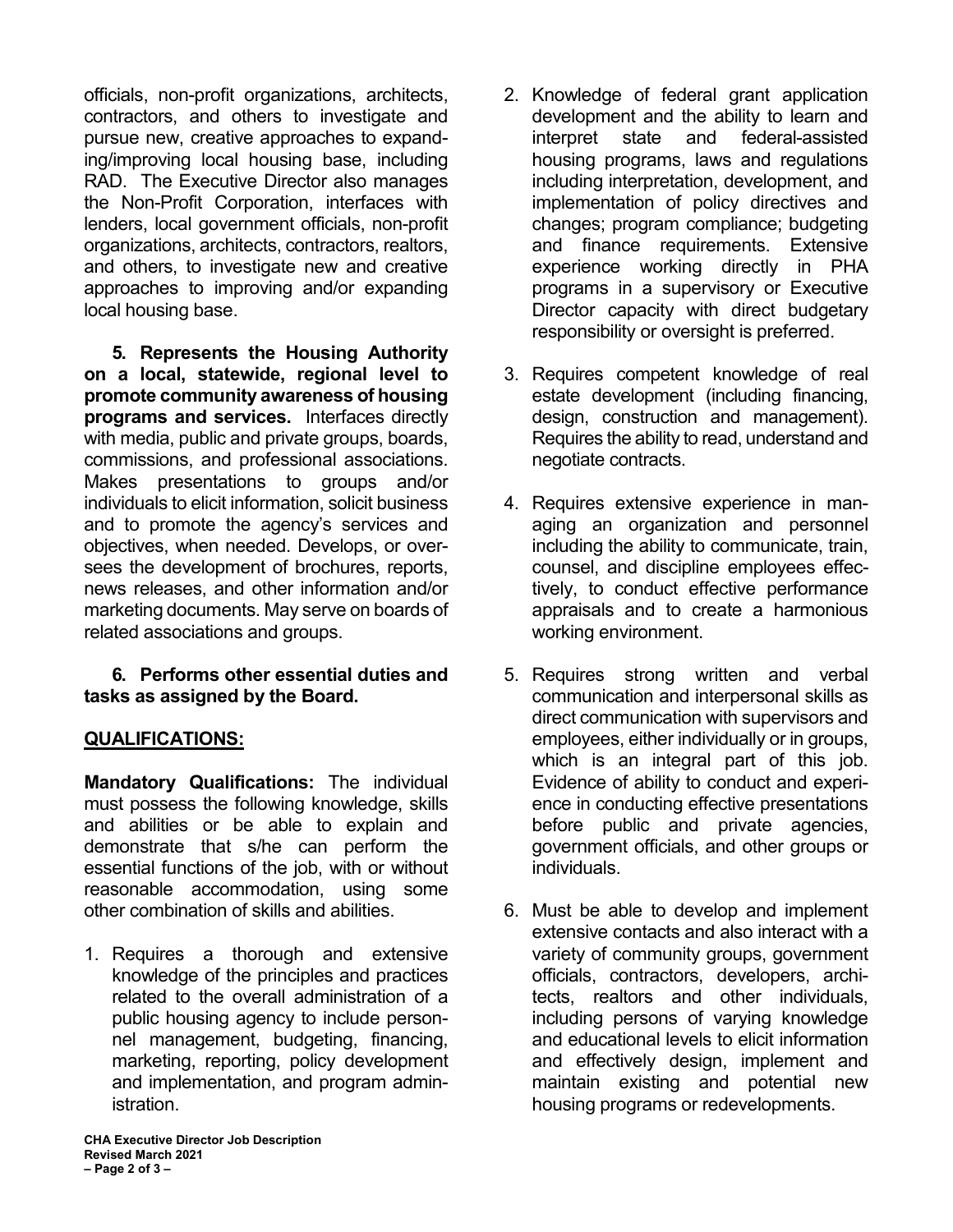officials, non-profit organizations, architects, contractors, and others to investigate and pursue new, creative approaches to expanding/improving local housing base, including RAD. The Executive Director also manages the Non-Profit Corporation, interfaces with lenders, local government officials, non-profit organizations, architects, contractors, realtors, and others, to investigate new and creative approaches to improving and/or expanding local housing base.

***5.* Represents the Housing Authority on a local, statewide, regional level to promote community awareness of housing programs and services.** Interfaces directly with media, public and private groups, boards, commissions, and professional associations. Makes presentations to groups and/or individuals to elicit information, solicit business and to promote the agency's services and objectives, when needed. Develops, or oversees the development of brochures, reports, news releases, and other information and/or marketing documents. May serve on boards of related associations and groups.

***6.* Performs other essential duties and tasks as assigned by the Board.**

## QUALIFICATIONS:

**Mandatory Qualifications:** The individual must possess the following knowledge, skills and abilities or be able to explain and demonstrate that s/he can perform the essential functions of the job, with or without reasonable accommodation, using some other combination of skills and abilities.

1. Requires a thorough and extensive knowledge of the principles and practices related to the overall administration of a public housing agency to include personnel management, budgeting, financing, marketing, reporting, policy development and implementation, and program administration.
2. Knowledge of federal grant application development and the ability to learn and interpret state and federal-assisted housing programs, laws and regulations including interpretation, development, and implementation of policy directives and changes; program compliance; budgeting and finance requirements. Extensive experience working directly in PHA programs in a supervisory or Executive Director capacity with direct budgetary responsibility or oversight is preferred.
3. Requires competent knowledge of real estate development (including financing, design, construction and management). Requires the ability to read, understand and negotiate contracts.
4. Requires extensive experience in managing an organization and personnel including the ability to communicate, train, counsel, and discipline employees effectively, to conduct effective performance appraisals and to create a harmonious working environment.
5. Requires strong written and verbal communication and interpersonal skills as direct communication with supervisors and employees, either individually or in groups, which is an integral part of this job. Evidence of ability to conduct and experience in conducting effective presentations before public and private agencies, government officials, and other groups or individuals.
6. Must be able to develop and implement extensive contacts and also interact with a variety of community groups, government officials, contractors, developers, architects, realtors and other individuals, including persons of varying knowledge and educational levels to elicit information and effectively design, implement and maintain existing and potential new housing programs or redevelopments.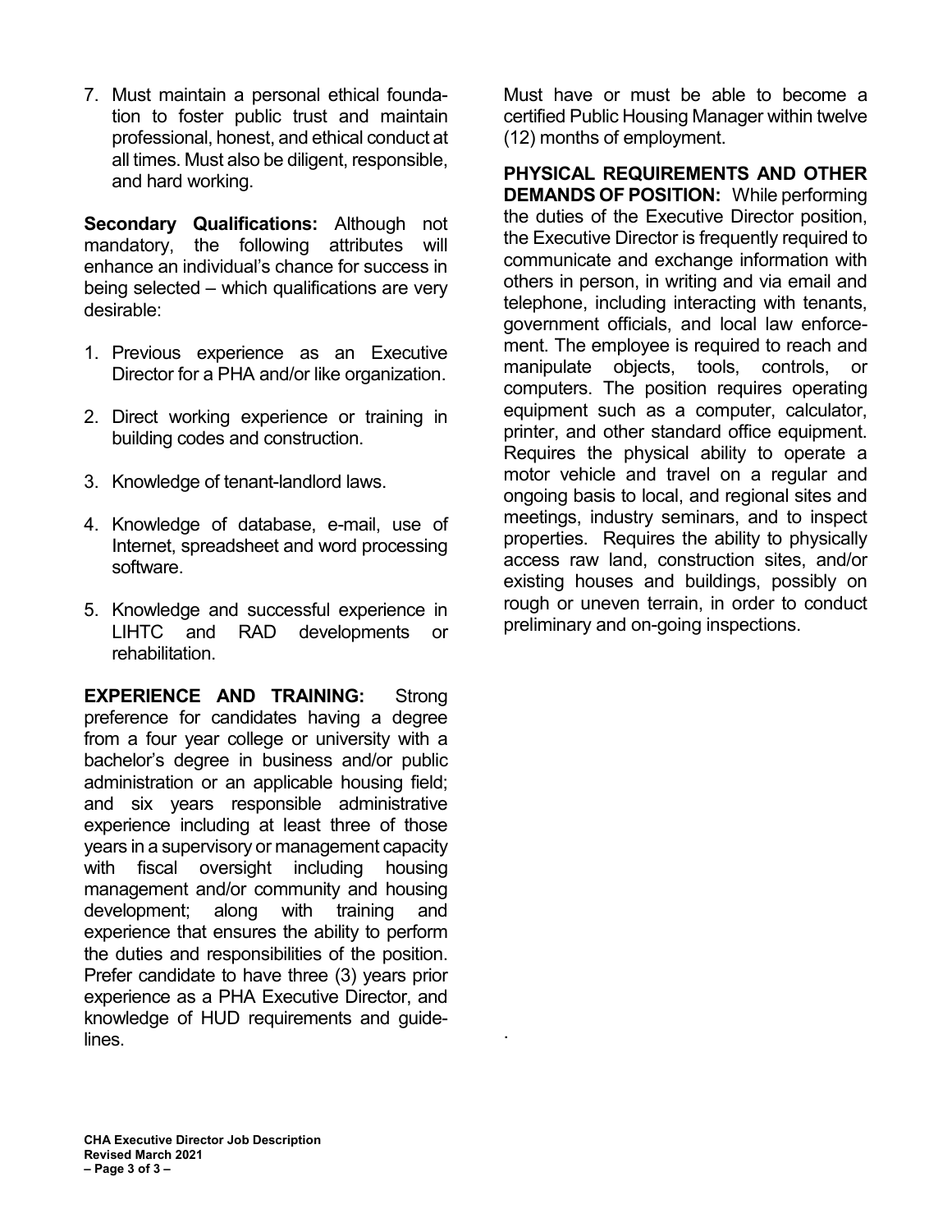7. Must maintain a personal ethical foundation to foster public trust and maintain professional, honest, and ethical conduct at all times. Must also be diligent, responsible, and hard working.

**Secondary Qualifications:** Although not mandatory, the following attributes will enhance an individual's chance for success in being selected – which qualifications are very desirable:

1. Previous experience as an Executive Director for a PHA and/or like organization.
2. Direct working experience or training in building codes and construction.
3. Knowledge of tenant-landlord laws.
4. Knowledge of database, e-mail, use of Internet, spreadsheet and word processing software.
5. Knowledge and successful experience in LIHTC and RAD developments or rehabilitation.

**EXPERIENCE AND TRAINING:** Strong preference for candidates having a degree from a four year college or university with a bachelor's degree in business and/or public administration or an applicable housing field; and six years responsible administrative experience including at least three of those years in a supervisory or management capacity with fiscal oversight including housing management and/or community and housing development; along with training and experience that ensures the ability to perform the duties and responsibilities of the position. Prefer candidate to have three (3) years prior experience as a PHA Executive Director, and knowledge of HUD requirements and guidelines.

Must have or must be able to become a certified Public Housing Manager within twelve (12) months of employment.

**PHYSICAL REQUIREMENTS AND OTHER DEMANDS OF POSITION:** While performing the duties of the Executive Director position, the Executive Director is frequently required to communicate and exchange information with others in person, in writing and via email and telephone, including interacting with tenants, government officials, and local law enforcement. The employee is required to reach and manipulate objects, tools, controls, or computers. The position requires operating equipment such as a computer, calculator, printer, and other standard office equipment. Requires the physical ability to operate a motor vehicle and travel on a regular and ongoing basis to local, and regional sites and meetings, industry seminars, and to inspect properties. Requires the ability to physically access raw land, construction sites, and/or existing houses and buildings, possibly on rough or uneven terrain, in order to conduct preliminary and on-going inspections.